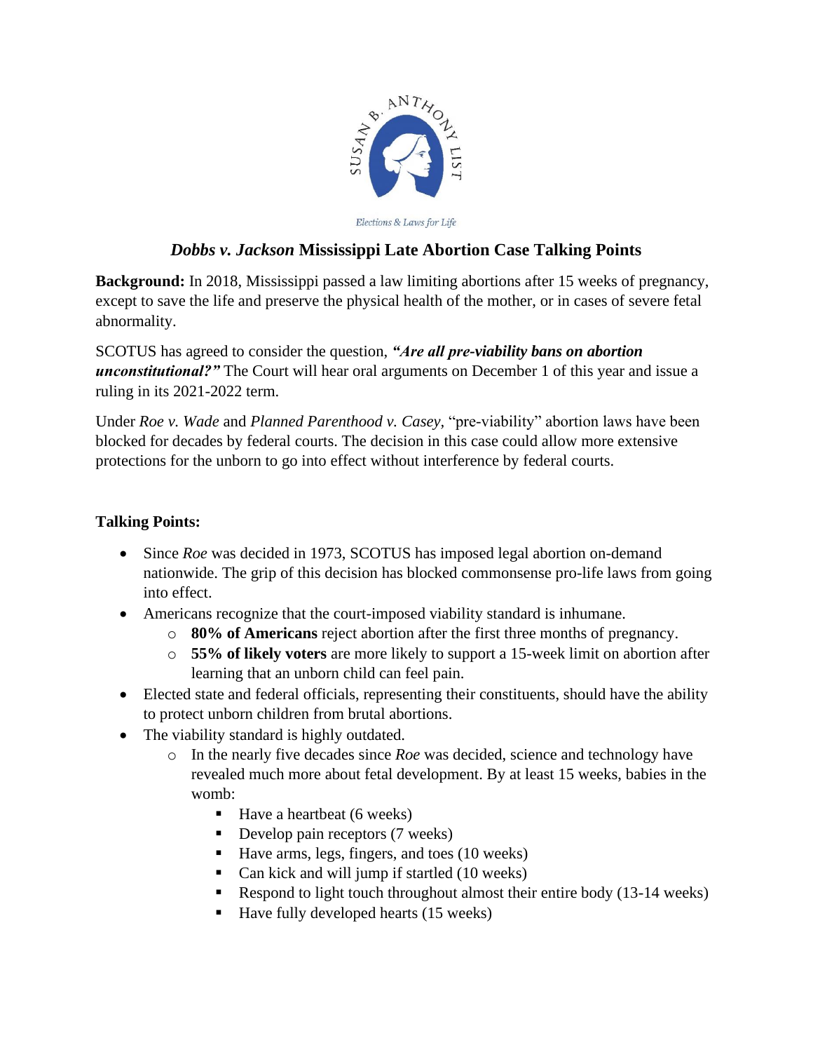SUSAN B. ANTHONY LIST

*Elections & Laws for Life*

## *Dobbs v. Jackson* Mississippi Late Abortion Case Talking Points

**Background:** In 2018, Mississippi passed a law limiting abortions after 15 weeks of pregnancy, except to save the life and preserve the physical health of the mother, or in cases of severe fetal abnormality.

SCOTUS has agreed to consider the question, ***"Are all pre-viability bans on abortion unconstitutional?"*** The Court will hear oral arguments on December 1 of this year and issue a ruling in its 2021-2022 term.

Under *Roe v. Wade* and *Planned Parenthood v. Casey*, "pre-viability" abortion laws have been blocked for decades by federal courts. The decision in this case could allow more extensive protections for the unborn to go into effect without interference by federal courts.

**Talking Points:**

- Since *Roe* was decided in 1973, SCOTUS has imposed legal abortion on-demand nationwide. The grip of this decision has blocked commonsense pro-life laws from going into effect.
- Americans recognize that the court-imposed viability standard is inhumane.
  - **80% of Americans** reject abortion after the first three months of pregnancy.
  - **55% of likely voters** are more likely to support a 15-week limit on abortion after learning that an unborn child can feel pain.
- Elected state and federal officials, representing their constituents, should have the ability to protect unborn children from brutal abortions.
- The viability standard is highly outdated.
  - In the nearly five decades since *Roe* was decided, science and technology have revealed much more about fetal development. By at least 15 weeks, babies in the womb:
    - Have a heartbeat (6 weeks)
    - Develop pain receptors (7 weeks)
    - Have arms, legs, fingers, and toes (10 weeks)
    - Can kick and will jump if startled (10 weeks)
    - Respond to light touch throughout almost their entire body (13-14 weeks)
    - Have fully developed hearts (15 weeks)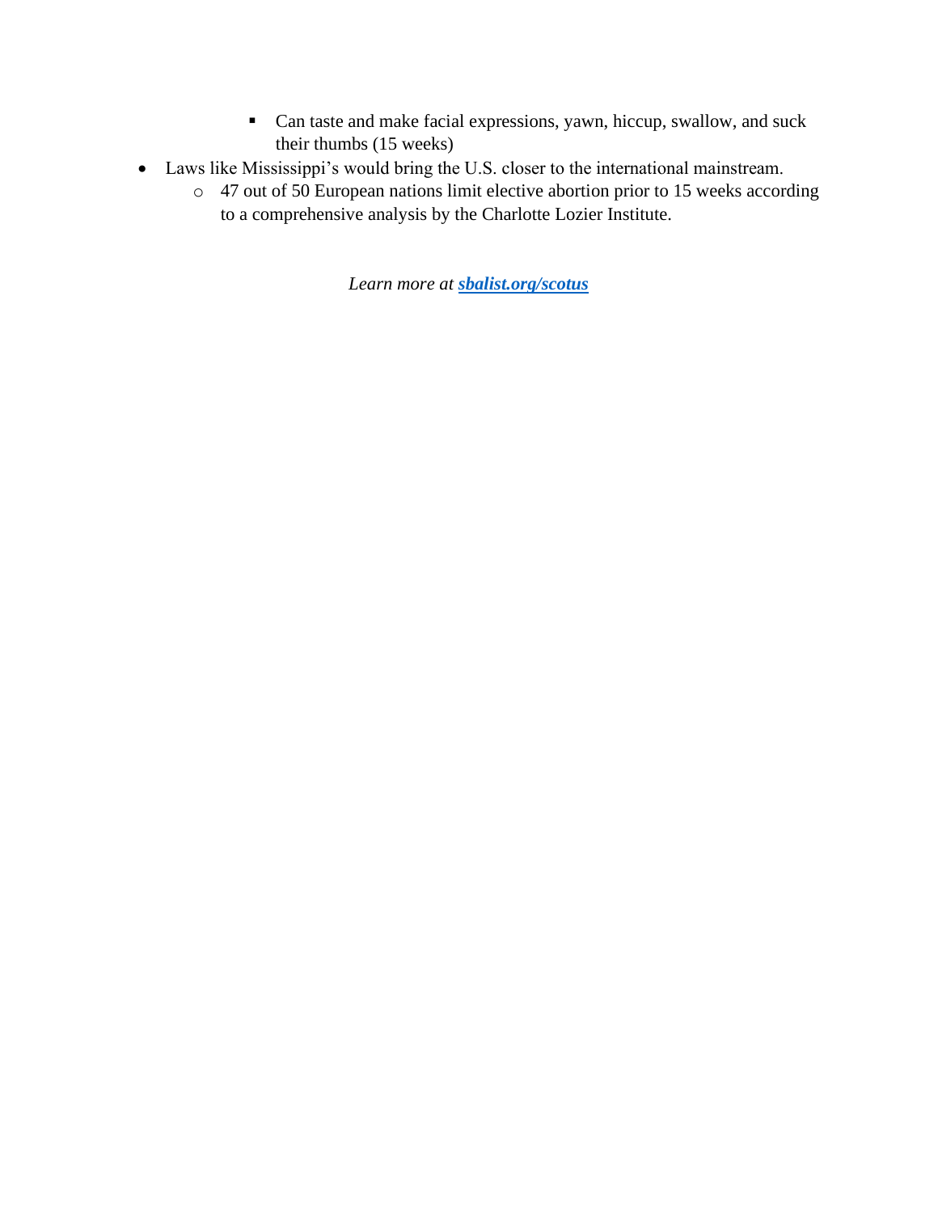- Can taste and make facial expressions, yawn, hiccup, swallow, and suck their thumbs (15 weeks)
- Laws like Mississippi's would bring the U.S. closer to the international mainstream.
  - 47 out of 50 European nations limit elective abortion prior to 15 weeks according to a comprehensive analysis by the Charlotte Lozier Institute.

*Learn more at* ***sbalist.org/scotus***